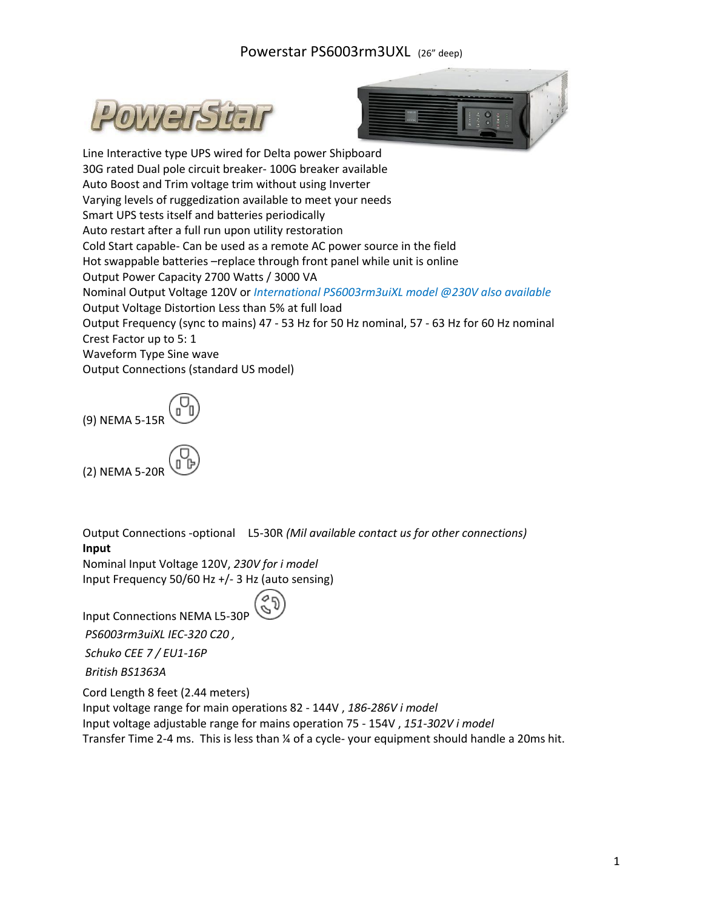# Powerstar PS6003rm3UXL (26" deep)

Line Interactive type UPS wired for Delta power Shipboard
30G rated Dual pole circuit breaker- 100G breaker available
Auto Boost and Trim voltage trim without using Inverter
Varying levels of ruggedization available to meet your needs
Smart UPS tests itself and batteries periodically
Auto restart after a full run upon utility restoration
Cold Start capable- Can be used as a remote AC power source in the field
Hot swappable batteries –replace through front panel while unit is online
Output Power Capacity 2700 Watts / 3000 VA
Nominal Output Voltage 120V or *International PS6003rm3uiXL model @230V also available*
Output Voltage Distortion Less than 5% at full load
Output Frequency (sync to mains) 47 - 53 Hz for 50 Hz nominal, 57 - 63 Hz for 60 Hz nominal
Crest Factor up to 5: 1
Waveform Type Sine wave
Output Connections (standard US model)

(9) NEMA 5-15R

(2) NEMA 5-20R

Output Connections -optional L5-30R *(Mil available contact us for other connections)*

**Input**

Nominal Input Voltage 120V, *230V for i model*
Input Frequency 50/60 Hz +/- 3 Hz (auto sensing)

Input Connections NEMA L5-30P

*PS6003rm3uiXL IEC-320 C20 ,*

*Schuko CEE 7 / EU1-16P*

*British BS1363A*

Cord Length 8 feet (2.44 meters)
Input voltage range for main operations 82 - 144V , *186-286V i model*
Input voltage adjustable range for mains operation 75 - 154V , *151-302V i model*
Transfer Time 2-4 ms. This is less than ¼ of a cycle- your equipment should handle a 20ms hit.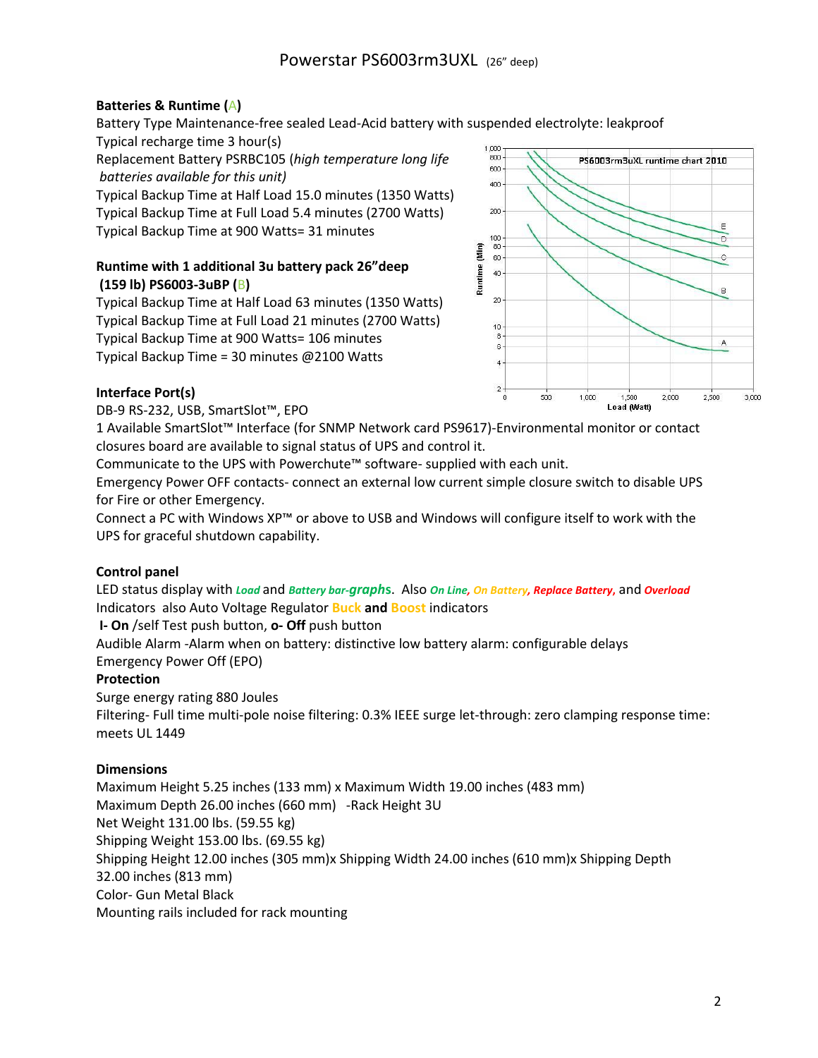# Powerstar PS6003rm3UXL (26" deep)

**Batteries & Runtime (A)**

Battery Type Maintenance-free sealed Lead-Acid battery with suspended electrolyte: leakproof

Typical recharge time 3 hour(s)

Replacement Battery PSRBC105 (*high temperature long life batteries available for this unit)*

Typical Backup Time at Half Load 15.0 minutes (1350 Watts)

Typical Backup Time at Full Load 5.4 minutes (2700 Watts)

Typical Backup Time at 900 Watts= 31 minutes

**Runtime with 1 additional 3u battery pack 26"deep (159 lb) PS6003-3uBP (B)**

Typical Backup Time at Half Load 63 minutes (1350 Watts)

Typical Backup Time at Full Load 21 minutes (2700 Watts)

Typical Backup Time at 900 Watts= 106 minutes

Typical Backup Time = 30 minutes @2100 Watts

PS6003rm3uXL runtime chart 2010

Runtime (Min)

1,000
800
600
400
200
100
80
60
40
20
10
8
6
4
2

Load (Watt)

0
500
1,000
1,500
2,000
2,500
3,000

E
D
C
B
A

**Interface Port(s)**

DB-9 RS-232, USB, SmartSlot™, EPO

1 Available SmartSlot™ Interface (for SNMP Network card PS9617)-Environmental monitor or contact closures board are available to signal status of UPS and control it.

Communicate to the UPS with Powerchute™ software- supplied with each unit.

Emergency Power OFF contacts- connect an external low current simple closure switch to disable UPS for Fire or other Emergency.

Connect a PC with Windows XP™ or above to USB and Windows will configure itself to work with the UPS for graceful shutdown capability.

**Control panel**

LED status display with ***Load*** and ***Battery bar-graphs***. Also ***On Line***, ***On Battery***, ***Replace Battery***, and ***Overload*** Indicators also Auto Voltage Regulator **Buck and Boost** indicators

**I- On** /self Test push button, **o- Off** push button

Audible Alarm -Alarm when on battery: distinctive low battery alarm: configurable delays

Emergency Power Off (EPO)

**Protection**

Surge energy rating 880 Joules

Filtering- Full time multi-pole noise filtering: 0.3% IEEE surge let-through: zero clamping response time: meets UL 1449

**Dimensions**

Maximum Height 5.25 inches (133 mm) x Maximum Width 19.00 inches (483 mm)

Maximum Depth 26.00 inches (660 mm) -Rack Height 3U

Net Weight 131.00 lbs. (59.55 kg)

Shipping Weight 153.00 lbs. (69.55 kg)

Shipping Height 12.00 inches (305 mm)x Shipping Width 24.00 inches (610 mm)x Shipping Depth 32.00 inches (813 mm)

Color- Gun Metal Black

Mounting rails included for rack mounting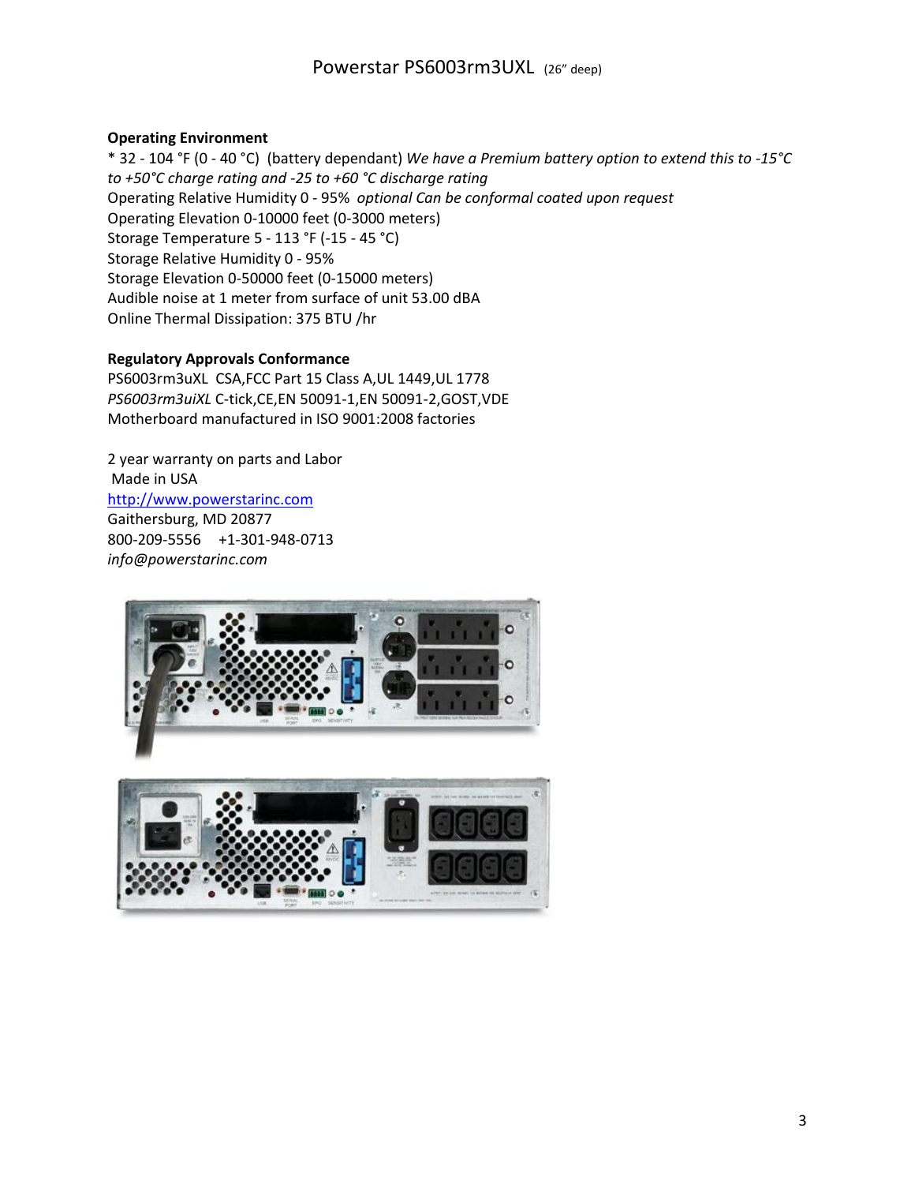# Powerstar PS6003rm3UXL (26" deep)

**Operating Environment**

* 32 - 104 °F (0 - 40 °C) (battery dependant) *We have a Premium battery option to extend this to -15°C to +50°C charge rating and -25 to +60 °C discharge rating*

Operating Relative Humidity 0 - 95% *optional Can be conformal coated upon request*

Operating Elevation 0-10000 feet (0-3000 meters)

Storage Temperature 5 - 113 °F (-15 - 45 °C)

Storage Relative Humidity 0 - 95%

Storage Elevation 0-50000 feet (0-15000 meters)

Audible noise at 1 meter from surface of unit 53.00 dBA

Online Thermal Dissipation: 375 BTU /hr

**Regulatory Approvals Conformance**

PS6003rm3uXL CSA,FCC Part 15 Class A,UL 1449,UL 1778

*PS6003rm3uiXL* C-tick,CE,EN 50091-1,EN 50091-2,GOST,VDE

Motherboard manufactured in ISO 9001:2008 factories

2 year warranty on parts and Labor

Made in USA

[http://www.powerstarinc.com](http://www.powerstarinc.com)

Gaithersburg, MD 20877

800-209-5556 +1-301-948-0713

*info@powerstarinc.com*